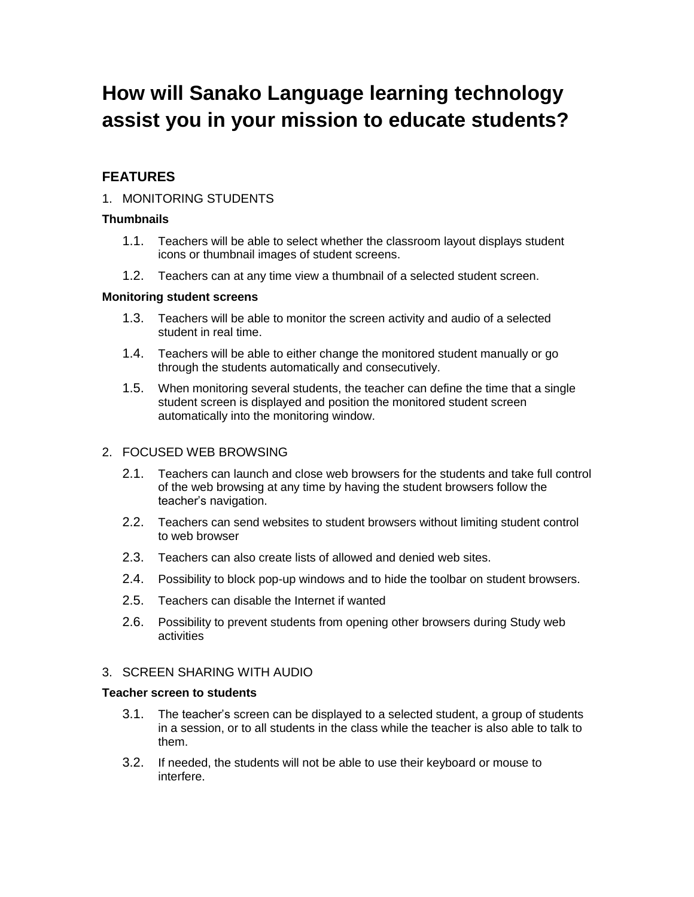# How will Sanako Language learning technology assist you in your mission to educate students?

## FEATURES

1. MONITORING STUDENTS

**Thumbnails**

1.1. Teachers will be able to select whether the classroom layout displays student icons or thumbnail images of student screens.

1.2. Teachers can at any time view a thumbnail of a selected student screen.

**Monitoring student screens**

1.3. Teachers will be able to monitor the screen activity and audio of a selected student in real time.

1.4. Teachers will be able to either change the monitored student manually or go through the students automatically and consecutively.

1.5. When monitoring several students, the teacher can define the time that a single student screen is displayed and position the monitored student screen automatically into the monitoring window.

2. FOCUSED WEB BROWSING

2.1. Teachers can launch and close web browsers for the students and take full control of the web browsing at any time by having the student browsers follow the teacher's navigation.

2.2. Teachers can send websites to student browsers without limiting student control to web browser

2.3. Teachers can also create lists of allowed and denied web sites.

2.4. Possibility to block pop-up windows and to hide the toolbar on student browsers.

2.5. Teachers can disable the Internet if wanted

2.6. Possibility to prevent students from opening other browsers during Study web activities

3. SCREEN SHARING WITH AUDIO

**Teacher screen to students**

3.1. The teacher's screen can be displayed to a selected student, a group of students in a session, or to all students in the class while the teacher is also able to talk to them.

3.2. If needed, the students will not be able to use their keyboard or mouse to interfere.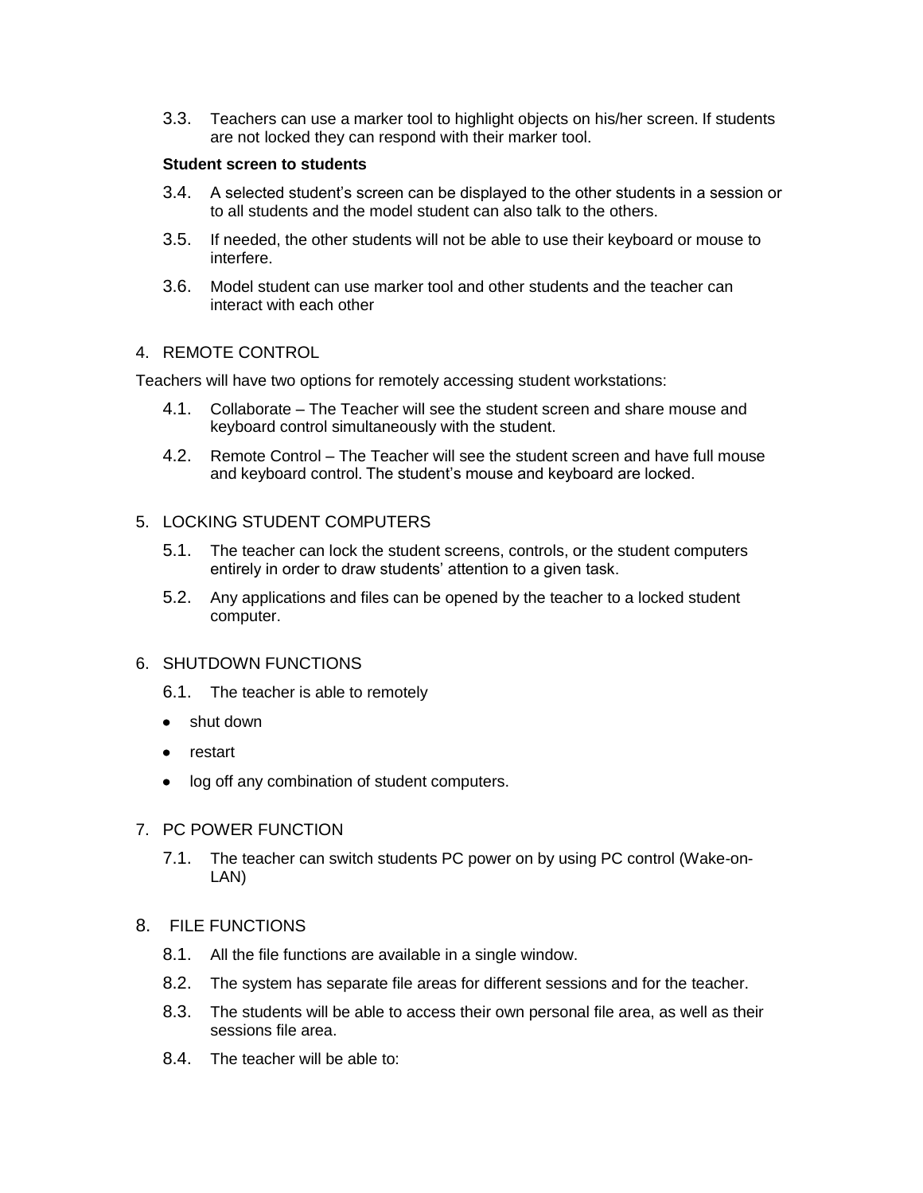3.3. Teachers can use a marker tool to highlight objects on his/her screen. If students are not locked they can respond with their marker tool.

**Student screen to students**

3.4. A selected student's screen can be displayed to the other students in a session or to all students and the model student can also talk to the others.

3.5. If needed, the other students will not be able to use their keyboard or mouse to interfere.

3.6. Model student can use marker tool and other students and the teacher can interact with each other

## 4. REMOTE CONTROL

Teachers will have two options for remotely accessing student workstations:

4.1. Collaborate – The Teacher will see the student screen and share mouse and keyboard control simultaneously with the student.

4.2. Remote Control – The Teacher will see the student screen and have full mouse and keyboard control. The student's mouse and keyboard are locked.

## 5. LOCKING STUDENT COMPUTERS

5.1. The teacher can lock the student screens, controls, or the student computers entirely in order to draw students' attention to a given task.

5.2. Any applications and files can be opened by the teacher to a locked student computer.

## 6. SHUTDOWN FUNCTIONS

6.1. The teacher is able to remotely

- shut down
- restart
- log off any combination of student computers.

## 7. PC POWER FUNCTION

7.1. The teacher can switch students PC power on by using PC control (Wake-on-LAN)

## 8. FILE FUNCTIONS

8.1. All the file functions are available in a single window.

8.2. The system has separate file areas for different sessions and for the teacher.

8.3. The students will be able to access their own personal file area, as well as their sessions file area.

8.4. The teacher will be able to: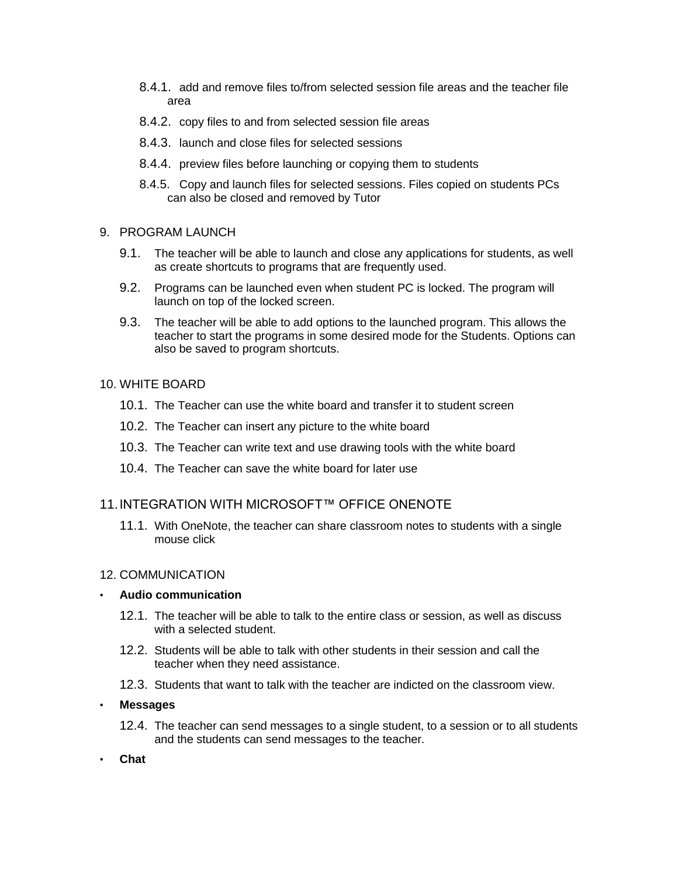8.4.1. add and remove files to/from selected session file areas and the teacher file area

8.4.2. copy files to and from selected session file areas

8.4.3. launch and close files for selected sessions

8.4.4. preview files before launching or copying them to students

8.4.5. Copy and launch files for selected sessions. Files copied on students PCs can also be closed and removed by Tutor

9. PROGRAM LAUNCH

9.1. The teacher will be able to launch and close any applications for students, as well as create shortcuts to programs that are frequently used.

9.2. Programs can be launched even when student PC is locked. The program will launch on top of the locked screen.

9.3. The teacher will be able to add options to the launched program. This allows the teacher to start the programs in some desired mode for the Students. Options can also be saved to program shortcuts.

10. WHITE BOARD

10.1. The Teacher can use the white board and transfer it to student screen

10.2. The Teacher can insert any picture to the white board

10.3. The Teacher can write text and use drawing tools with the white board

10.4. The Teacher can save the white board for later use

11. INTEGRATION WITH MICROSOFT™ OFFICE ONENOTE

11.1. With OneNote, the teacher can share classroom notes to students with a single mouse click

12. COMMUNICATION

- **Audio communication**

12.1. The teacher will be able to talk to the entire class or session, as well as discuss with a selected student.

12.2. Students will be able to talk with other students in their session and call the teacher when they need assistance.

12.3. Students that want to talk with the teacher are indicted on the classroom view.

- **Messages**

12.4. The teacher can send messages to a single student, to a session or to all students and the students can send messages to the teacher.

- **Chat**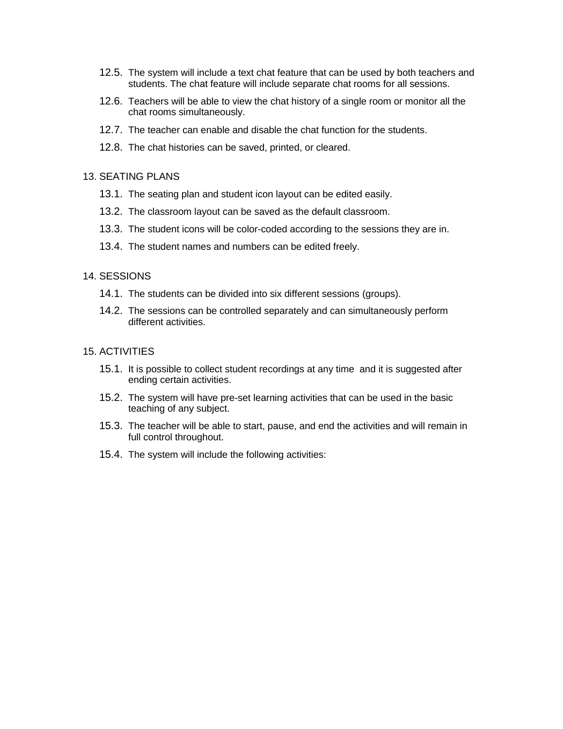12.5. The system will include a text chat feature that can be used by both teachers and students. The chat feature will include separate chat rooms for all sessions.

12.6. Teachers will be able to view the chat history of a single room or monitor all the chat rooms simultaneously.

12.7. The teacher can enable and disable the chat function for the students.

12.8. The chat histories can be saved, printed, or cleared.

13. SEATING PLANS

13.1. The seating plan and student icon layout can be edited easily.

13.2. The classroom layout can be saved as the default classroom.

13.3. The student icons will be color-coded according to the sessions they are in.

13.4. The student names and numbers can be edited freely.

14. SESSIONS

14.1. The students can be divided into six different sessions (groups).

14.2. The sessions can be controlled separately and can simultaneously perform different activities.

15. ACTIVITIES

15.1. It is possible to collect student recordings at any time and it is suggested after ending certain activities.

15.2. The system will have pre-set learning activities that can be used in the basic teaching of any subject.

15.3. The teacher will be able to start, pause, and end the activities and will remain in full control throughout.

15.4. The system will include the following activities: